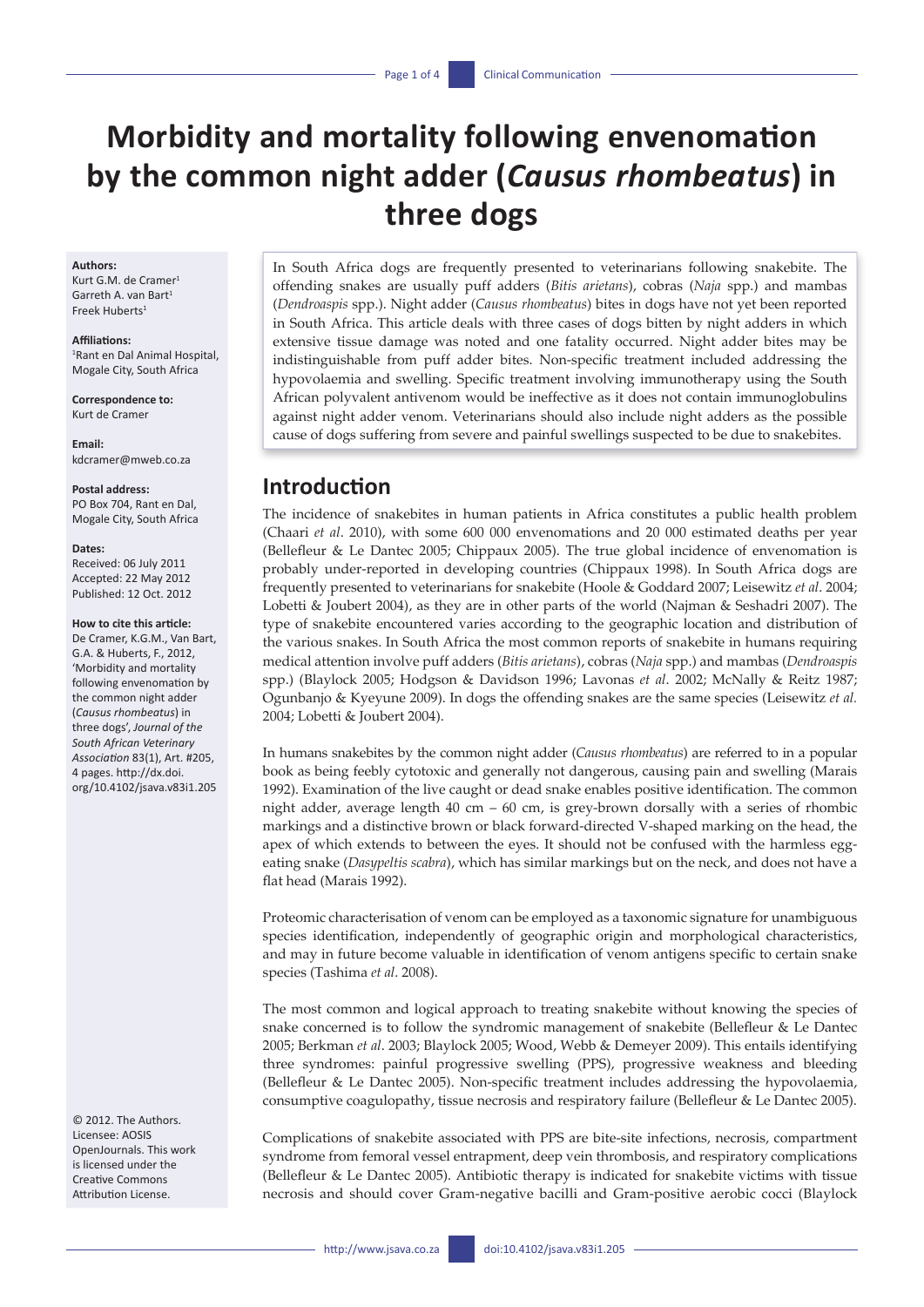# Morbidity and mortality following envenomation by the common night adder (*Causus rhombeatus*) in three dogs

**Authors:**
Kurt G.M. de Cramer[1]
Garreth A. van Bart[1]
Freek Huberts[1]

**Affiliations:**
[1]Rant en Dal Animal Hospital, Mogale City, South Africa

**Correspondence to:**
Kurt de Cramer

**Email:**
kdcramer@mweb.co.za

**Postal address:**
PO Box 704, Rant en Dal, Mogale City, South Africa

**Dates:**
Received: 06 July 2011
Accepted: 22 May 2012
Published: 12 Oct. 2012

**How to cite this article:**
De Cramer, K.G.M., Van Bart, G.A. & Huberts, F., 2012, 'Morbidity and mortality following envenomation by the common night adder (*Causus rhombeatus*) in three dogs', *Journal of the South African Veterinary Association* 83(1), Art. #205, 4 pages. http://dx.doi.org/10.4102/jsava.v83i1.205

© 2012. The Authors. Licensee: AOSIS OpenJournals. This work is licensed under the Creative Commons Attribution License.

In South Africa dogs are frequently presented to veterinarians following snakebite. The offending snakes are usually puff adders (*Bitis arietans*), cobras (*Naja* spp.) and mambas (*Dendroaspis* spp.). Night adder (*Causus rhombeatus*) bites in dogs have not yet been reported in South Africa. This article deals with three cases of dogs bitten by night adders in which extensive tissue damage was noted and one fatality occurred. Night adder bites may be indistinguishable from puff adder bites. Non-specific treatment included addressing the hypovolaemia and swelling. Specific treatment involving immunotherapy using the South African polyvalent antivenom would be ineffective as it does not contain immunoglobulins against night adder venom. Veterinarians should also include night adders as the possible cause of dogs suffering from severe and painful swellings suspected to be due to snakebites.

## Introduction

The incidence of snakebites in human patients in Africa constitutes a public health problem (Chaari *et al*. 2010), with some 600 000 envenomations and 20 000 estimated deaths per year (Bellefleur & Le Dantec 2005; Chippaux 2005). The true global incidence of envenomation is probably under-reported in developing countries (Chippaux 1998). In South Africa dogs are frequently presented to veterinarians for snakebite (Hoole & Goddard 2007; Leisewitz *et al*. 2004; Lobetti & Joubert 2004), as they are in other parts of the world (Najman & Seshadri 2007). The type of snakebite encountered varies according to the geographic location and distribution of the various snakes. In South Africa the most common reports of snakebite in humans requiring medical attention involve puff adders (*Bitis arietans*), cobras (*Naja* spp.) and mambas (*Dendroaspis* spp.) (Blaylock 2005; Hodgson & Davidson 1996; Lavonas *et al*. 2002; McNally & Reitz 1987; Ogunbanjo & Kyeyune 2009). In dogs the offending snakes are the same species (Leisewitz *et al.* 2004; Lobetti & Joubert 2004).

In humans snakebites by the common night adder (*Causus rhombeatus*) are referred to in a popular book as being feebly cytotoxic and generally not dangerous, causing pain and swelling (Marais 1992). Examination of the live caught or dead snake enables positive identification. The common night adder, average length 40 cm – 60 cm, is grey-brown dorsally with a series of rhombic markings and a distinctive brown or black forward-directed V-shaped marking on the head, the apex of which extends to between the eyes. It should not be confused with the harmless egg-eating snake (*Dasypeltis scabra*), which has similar markings but on the neck, and does not have a flat head (Marais 1992).

Proteomic characterisation of venom can be employed as a taxonomic signature for unambiguous species identification, independently of geographic origin and morphological characteristics, and may in future become valuable in identification of venom antigens specific to certain snake species (Tashima *et al*. 2008).

The most common and logical approach to treating snakebite without knowing the species of snake concerned is to follow the syndromic management of snakebite (Bellefleur & Le Dantec 2005; Berkman *et al*. 2003; Blaylock 2005; Wood, Webb & Demeyer 2009). This entails identifying three syndromes: painful progressive swelling (PPS), progressive weakness and bleeding (Bellefleur & Le Dantec 2005). Non-specific treatment includes addressing the hypovolaemia, consumptive coagulopathy, tissue necrosis and respiratory failure (Bellefleur & Le Dantec 2005).

Complications of snakebite associated with PPS are bite-site infections, necrosis, compartment syndrome from femoral vessel entrapment, deep vein thrombosis, and respiratory complications (Bellefleur & Le Dantec 2005). Antibiotic therapy is indicated for snakebite victims with tissue necrosis and should cover Gram-negative bacilli and Gram-positive aerobic cocci (Blaylock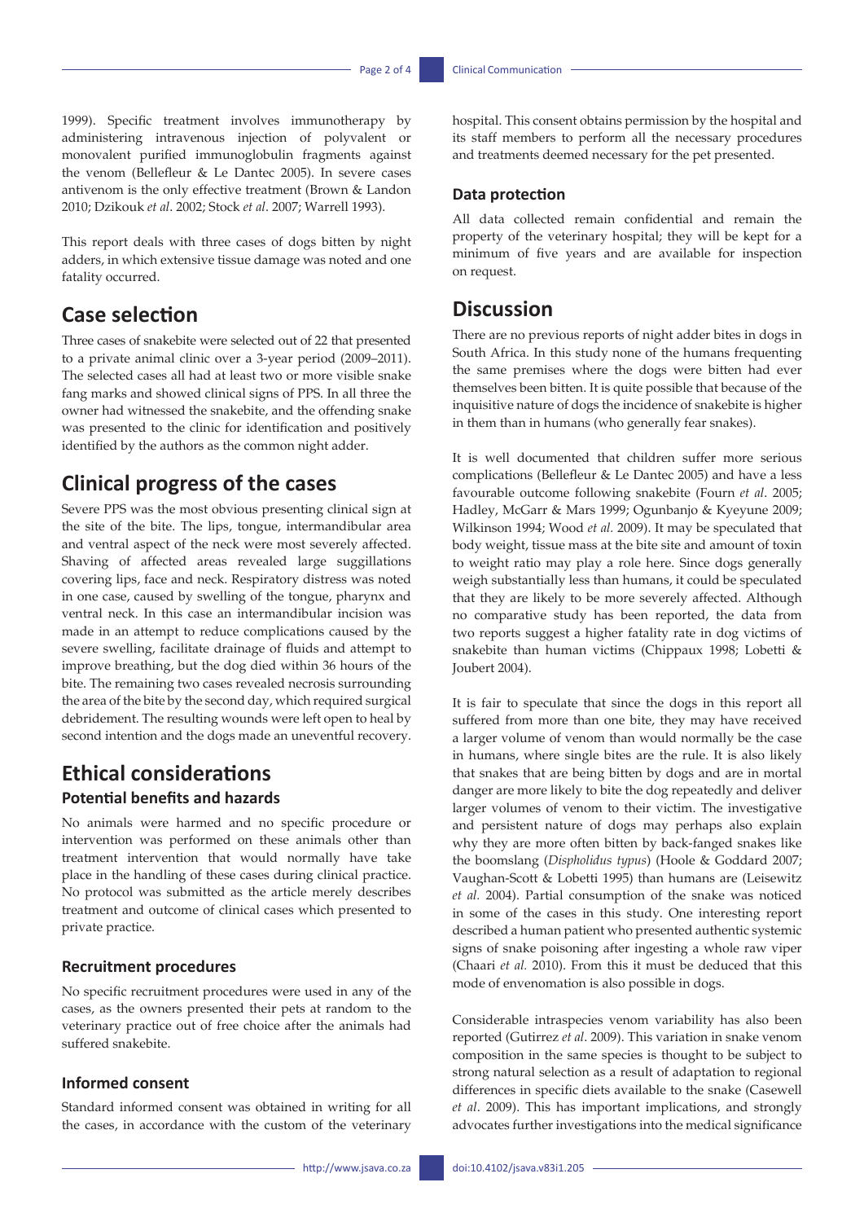1999). Specific treatment involves immunotherapy by administering intravenous injection of polyvalent or monovalent purified immunoglobulin fragments against the venom (Bellefleur & Le Dantec 2005). In severe cases antivenom is the only effective treatment (Brown & Landon 2010; Dzikouk *et al*. 2002; Stock *et al*. 2007; Warrell 1993).

This report deals with three cases of dogs bitten by night adders, in which extensive tissue damage was noted and one fatality occurred.

## Case selection

Three cases of snakebite were selected out of 22 that presented to a private animal clinic over a 3-year period (2009–2011). The selected cases all had at least two or more visible snake fang marks and showed clinical signs of PPS. In all three the owner had witnessed the snakebite, and the offending snake was presented to the clinic for identification and positively identified by the authors as the common night adder.

## Clinical progress of the cases

Severe PPS was the most obvious presenting clinical sign at the site of the bite. The lips, tongue, intermandibular area and ventral aspect of the neck were most severely affected. Shaving of affected areas revealed large suggillations covering lips, face and neck. Respiratory distress was noted in one case, caused by swelling of the tongue, pharynx and ventral neck. In this case an intermandibular incision was made in an attempt to reduce complications caused by the severe swelling, facilitate drainage of fluids and attempt to improve breathing, but the dog died within 36 hours of the bite. The remaining two cases revealed necrosis surrounding the area of the bite by the second day, which required surgical debridement. The resulting wounds were left open to heal by second intention and the dogs made an uneventful recovery.

## Ethical considerations

### Potential benefits and hazards

No animals were harmed and no specific procedure or intervention was performed on these animals other than treatment intervention that would normally have take place in the handling of these cases during clinical practice. No protocol was submitted as the article merely describes treatment and outcome of clinical cases which presented to private practice.

### Recruitment procedures

No specific recruitment procedures were used in any of the cases, as the owners presented their pets at random to the veterinary practice out of free choice after the animals had suffered snakebite.

### Informed consent

Standard informed consent was obtained in writing for all the cases, in accordance with the custom of the veterinary hospital. This consent obtains permission by the hospital and its staff members to perform all the necessary procedures and treatments deemed necessary for the pet presented.

### Data protection

All data collected remain confidential and remain the property of the veterinary hospital; they will be kept for a minimum of five years and are available for inspection on request.

## Discussion

There are no previous reports of night adder bites in dogs in South Africa. In this study none of the humans frequenting the same premises where the dogs were bitten had ever themselves been bitten. It is quite possible that because of the inquisitive nature of dogs the incidence of snakebite is higher in them than in humans (who generally fear snakes).

It is well documented that children suffer more serious complications (Bellefleur & Le Dantec 2005) and have a less favourable outcome following snakebite (Fourn *et al*. 2005; Hadley, McGarr & Mars 1999; Ogunbanjo & Kyeyune 2009; Wilkinson 1994; Wood *et al.* 2009). It may be speculated that body weight, tissue mass at the bite site and amount of toxin to weight ratio may play a role here. Since dogs generally weigh substantially less than humans, it could be speculated that they are likely to be more severely affected. Although no comparative study has been reported, the data from two reports suggest a higher fatality rate in dog victims of snakebite than human victims (Chippaux 1998; Lobetti & Joubert 2004).

It is fair to speculate that since the dogs in this report all suffered from more than one bite, they may have received a larger volume of venom than would normally be the case in humans, where single bites are the rule. It is also likely that snakes that are being bitten by dogs and are in mortal danger are more likely to bite the dog repeatedly and deliver larger volumes of venom to their victim. The investigative and persistent nature of dogs may perhaps also explain why they are more often bitten by back-fanged snakes like the boomslang (*Dispholidus typus*) (Hoole & Goddard 2007; Vaughan-Scott & Lobetti 1995) than humans are (Leisewitz *et al.* 2004). Partial consumption of the snake was noticed in some of the cases in this study. One interesting report described a human patient who presented authentic systemic signs of snake poisoning after ingesting a whole raw viper (Chaari *et al.* 2010). From this it must be deduced that this mode of envenomation is also possible in dogs.

Considerable intraspecies venom variability has also been reported (Gutirrez *et al*. 2009). This variation in snake venom composition in the same species is thought to be subject to strong natural selection as a result of adaptation to regional differences in specific diets available to the snake (Casewell *et al*. 2009). This has important implications, and strongly advocates further investigations into the medical significance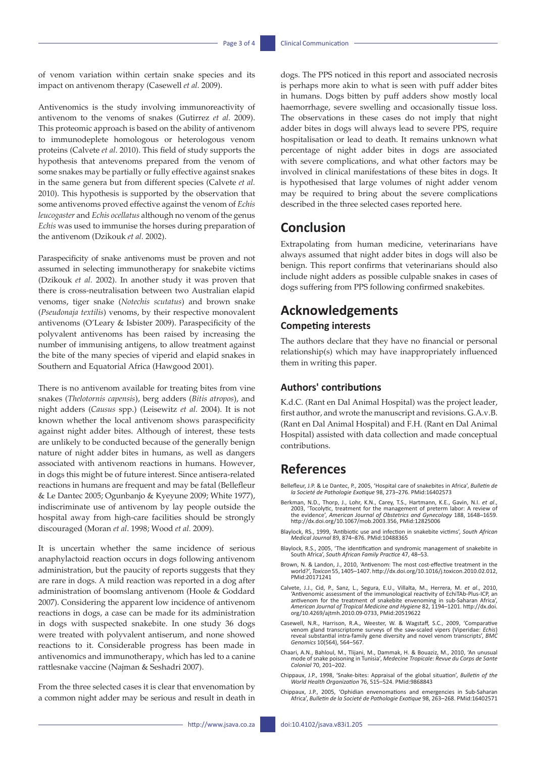of venom variation within certain snake species and its impact on antivenom therapy (Casewell *et al.* 2009).

Antivenomics is the study involving immunoreactivity of antivenom to the venoms of snakes (Gutirrez *et al.* 2009). This proteomic approach is based on the ability of antivenom to immunodeplete homologous or heterologous venom proteins (Calvete *et al*. 2010). This field of study supports the hypothesis that antevenoms prepared from the venom of some snakes may be partially or fully effective against snakes in the same genera but from different species (Calvete *et al.* 2010). This hypothesis is supported by the observation that some antivenoms proved effective against the venom of *Echis leucogaster* and *Echis ocellatus* although no venom of the genus *Echis* was used to immunise the horses during preparation of the antivenom (Dzikouk *et al.* 2002).

Paraspecificity of snake antivenoms must be proven and not assumed in selecting immunotherapy for snakebite victims (Dzikouk *et al.* 2002). In another study it was proven that there is cross-neutralisation between two Australian elapid venoms, tiger snake (*Notechis scutatus*) and brown snake (*Pseudonaja textilis*) venoms, by their respective monovalent antivenoms (O'Leary & Isbister 2009). Paraspecificity of the polyvalent antivenoms has been raised by increasing the number of immunising antigens, to allow treatment against the bite of the many species of viperid and elapid snakes in Southern and Equatorial Africa (Hawgood 2001).

There is no antivenom available for treating bites from vine snakes (*Thelotornis capensis*), berg adders (*Bitis atropos*), and night adders (*Causus* spp.) (Leisewitz *et al.* 2004). It is not known whether the local antivenom shows paraspecificity against night adder bites. Although of interest, these tests are unlikely to be conducted because of the generally benign nature of night adder bites in humans, as well as dangers associated with antivenom reactions in humans. However, in dogs this might be of future interest. Since antisera-related reactions in humans are frequent and may be fatal (Bellefleur & Le Dantec 2005; Ogunbanjo & Kyeyune 2009; White 1977), indiscriminate use of antivenom by lay people outside the hospital away from high-care facilities should be strongly discouraged (Moran *et al*. 1998; Wood *et al.* 2009).

It is uncertain whether the same incidence of serious anaphylactoid reaction occurs in dogs following antivenom administration, but the paucity of reports suggests that they are rare in dogs. A mild reaction was reported in a dog after administration of boomslang antivenom (Hoole & Goddard 2007). Considering the apparent low incidence of antivenom reactions in dogs, a case can be made for its administration in dogs with suspected snakebite. In one study 36 dogs were treated with polyvalent antiserum, and none showed reactions to it. Considerable progress has been made in antivenomics and immunotherapy, which has led to a canine rattlesnake vaccine (Najman & Seshadri 2007).

From the three selected cases it is clear that envenomation by a common night adder may be serious and result in death in dogs. The PPS noticed in this report and associated necrosis is perhaps more akin to what is seen with puff adder bites in humans. Dogs bitten by puff adders show mostly local haemorrhage, severe swelling and occasionally tissue loss. The observations in these cases do not imply that night adder bites in dogs will always lead to severe PPS, require hospitalisation or lead to death. It remains unknown what percentage of night adder bites in dogs are associated with severe complications, and what other factors may be involved in clinical manifestations of these bites in dogs. It is hypothesised that large volumes of night adder venom may be required to bring about the severe complications described in the three selected cases reported here.

# Conclusion

Extrapolating from human medicine, veterinarians have always assumed that night adder bites in dogs will also be benign. This report confirms that veterinarians should also include night adders as possible culpable snakes in cases of dogs suffering from PPS following confirmed snakebites.

# Acknowledgements

## Competing interests

The authors declare that they have no financial or personal relationship(s) which may have inappropriately influenced them in writing this paper.

## Authors' contributions

K.d.C. (Rant en Dal Animal Hospital) was the project leader, first author, and wrote the manuscript and revisions. G.A.v.B. (Rant en Dal Animal Hospital) and F.H. (Rant en Dal Animal Hospital) assisted with data collection and made conceptual contributions.

# References

Bellefleur, J.P. & Le Dantec, P., 2005, 'Hospital care of snakebites in Africa', *Bulletin de la Societé de Pathologie Exotique* 98, 273–276. PMid:16402573

Berkman, N.D., Thorp, J., Lohr, K.N., Carey, T.S., Hartmann, K.E., Gavin, N.I. *et al*., 2003, 'Tocolytic, treatment for the management of preterm labor: A review of the evidence', *American Journal of Obstetrics and Gynecology* 188, 1648–1659. http://dx.doi.org/10.1067/mob.2003.356, PMid:12825006

Blaylock, RS., 1999, 'Antibiotic use and infection in snakebite victims', *South African Medical Journal* 89, 874–876. PMid:10488365

Blaylock, R.S., 2005, 'The identification and syndromic management of snakebite in South Africa', *South African Family Practice* 47, 48–53.

Brown, N. & Landon, J., 2010, 'Antivenom: The most cost-effective treatment in the world?', *Toxicon* 55, 1405–1407. http://dx.doi.org/10.1016/j.toxicon.2010.02.012, PMid:20171241

Calvete, J.J., Cid, P., Sanz, L., Segura, E.U., Villalta, M., Herrera, M. *et al*., 2010, 'Antivenomic assessment of the immunological reactivity of EchiTAb-Plus-ICP, an antivenom for the treatment of snakebite envenoming in sub-Saharan Africa', *American Journal of Tropical Medicine and Hygiene* 82, 1194–1201. http://dx.doi.org/10.4269/ajtmh.2010.09-0733, PMid:20519622

Casewell, N.R., Harrison, R.A., Weester, W. & Wagstaff, S.C., 2009, 'Comparative venom gland transcriptome surveys of the saw-scaled vipers (Viperidae: *Echis*) reveal substantial intra-family gene diversity and novel venom transcripts', *BMC Genomics* 10(564), 564–567.

Chaari, A.N., Bahloul, M., Tlijani, M., Dammak, H. & Bouaziz, M., 2010, 'An unusual mode of snake poisoning in Tunisia', *Medecine Tropicale: Revue du Corps de Sante Colonial* 70, 201–202.

Chippaux, J.P., 1998, 'Snake-bites: Appraisal of the global situation', *Bulletin of the World Health Organization* 76, 515–524. PMid:9868843

Chippaux, J.P., 2005, 'Ophidian envenomations and emergencies in Sub-Saharan Africa', *Bulletin de la Societé de Pathologie Exotique* 98, 263–268. PMid:16402571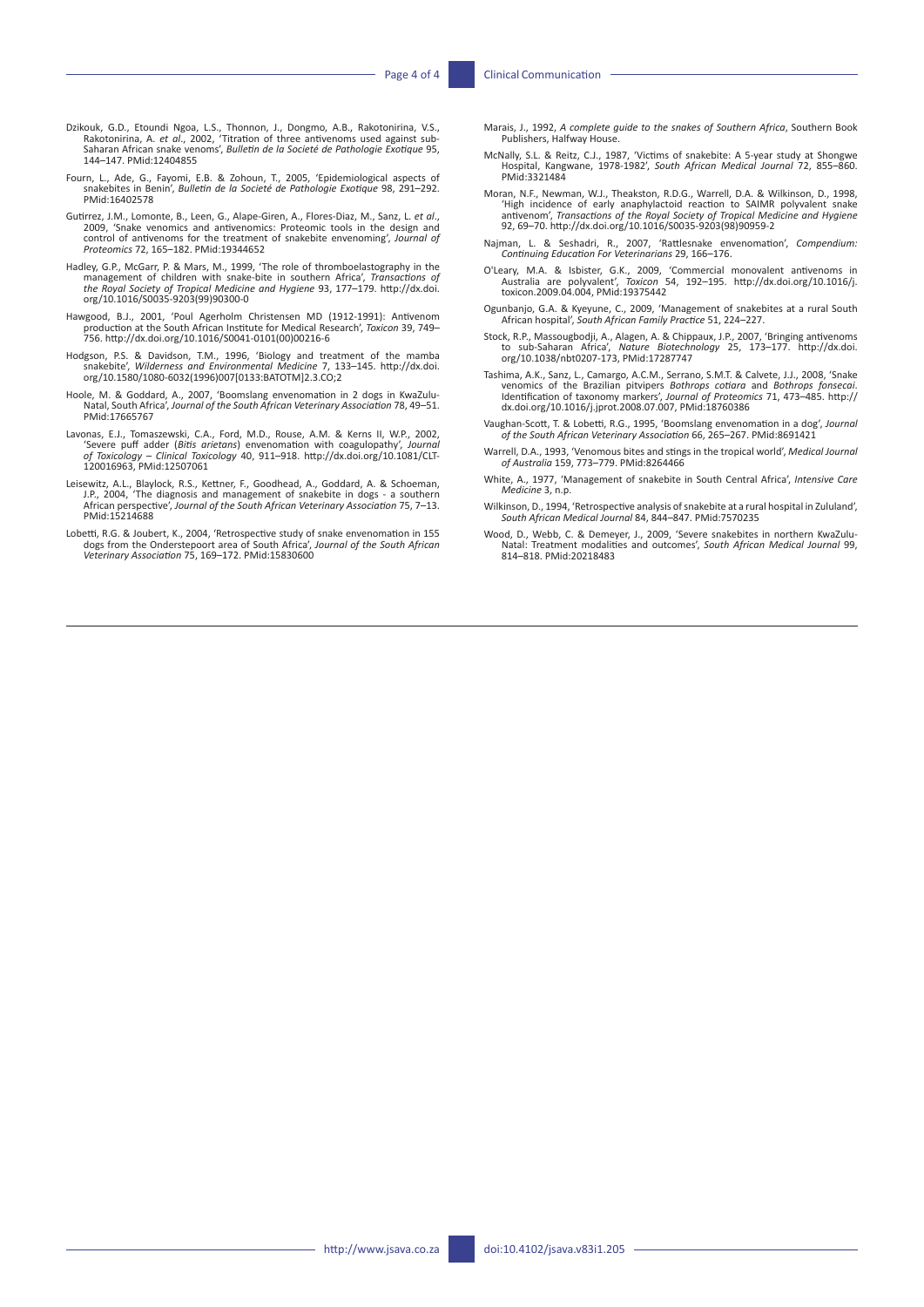Dzikouk, G.D., Etoundi Ngoa, L.S., Thonnon, J., Dongmo, A.B., Rakotonirina, V.S., Rakotonirina, A. *et al*., 2002, 'Titration of three antivenoms used against sub-Saharan African snake venoms', *Bulletin de la Societé de Pathologie Exotique* 95, 144–147. PMid:12404855

Fourn, L., Ade, G., Fayomi, E.B. & Zohoun, T., 2005, 'Epidemiological aspects of snakebites in Benin', *Bulletin de la Societé de Pathologie Exotique* 98, 291–292. PMid:16402578

Gutirrez, J.M., Lomonte, B., Leen, G., Alape-Giren, A., Flores-Diaz, M., Sanz, L. *et al*., 2009, 'Snake venomics and antivenomics: Proteomic tools in the design and control of antivenoms for the treatment of snakebite envenoming', *Journal of Proteomics* 72, 165–182. PMid:19344652

Hadley, G.P., McGarr, P. & Mars, M., 1999, 'The role of thromboelastography in the management of children with snake-bite in southern Africa', *Transactions of the Royal Society of Tropical Medicine and Hygiene* 93, 177–179. http://dx.doi.org/10.1016/S0035-9203(99)90300-0

Hawgood, B.J., 2001, 'Poul Agerholm Christensen MD (1912-1991): Antivenom production at the South African Institute for Medical Research', *Toxicon* 39, 749–756. http://dx.doi.org/10.1016/S0041-0101(00)00216-6

Hodgson, P.S. & Davidson, T.M., 1996, 'Biology and treatment of the mamba snakebite', *Wilderness and Environmental Medicine* 7, 133–145. http://dx.doi.org/10.1580/1080-6032(1996)007[0133:BATOTM]2.3.CO;2

Hoole, M. & Goddard, A., 2007, 'Boomslang envenomation in 2 dogs in KwaZulu-Natal, South Africa', *Journal of the South African Veterinary Association* 78, 49–51. PMid:17665767

Lavonas, E.J., Tomaszewski, C.A., Ford, M.D., Rouse, A.M. & Kerns II, W.P., 2002, 'Severe puff adder (*Bitis arietans*) envenomation with coagulopathy', *Journal of Toxicology – Clinical Toxicology* 40, 911–918. http://dx.doi.org/10.1081/CLT-120016963, PMid:12507061

Leisewitz, A.L., Blaylock, R.S., Kettner, F., Goodhead, A., Goddard, A. & Schoeman, J.P., 2004, 'The diagnosis and management of snakebite in dogs - a southern African perspective', *Journal of the South African Veterinary Association* 75, 7–13. PMid:15214688

Lobetti, R.G. & Joubert, K., 2004, 'Retrospective study of snake envenomation in 155 dogs from the Onderstepoort area of South Africa', *Journal of the South African Veterinary Association* 75, 169–172. PMid:15830600

Marais, J., 1992, *A complete guide to the snakes of Southern Africa*, Southern Book Publishers, Halfway House.

McNally, S.L. & Reitz, C.J., 1987, 'Victims of snakebite: A 5-year study at Shongwe Hospital, Kangwane, 1978-1982', *South African Medical Journal* 72, 855–860. PMid:3321484

Moran, N.F., Newman, W.J., Theakston, R.D.G., Warrell, D.A. & Wilkinson, D., 1998, 'High incidence of early anaphylactoid reaction to SAIMR polyvalent snake antivenom', *Transactions of the Royal Society of Tropical Medicine and Hygiene* 92, 69–70. http://dx.doi.org/10.1016/S0035-9203(98)90959-2

Najman, L. & Seshadri, R., 2007, 'Rattlesnake envenomation', *Compendium: Continuing Education For Veterinarians* 29, 166–176.

O'Leary, M.A. & Isbister, G.K., 2009, 'Commercial monovalent antivenoms in Australia are polyvalent', *Toxicon* 54, 192–195. http://dx.doi.org/10.1016/j.toxicon.2009.04.004, PMid:19375442

Ogunbanjo, G.A. & Kyeyune, C., 2009, 'Management of snakebites at a rural South African hospital', *South African Family Practice* 51, 224–227.

Stock, R.P., Massougbodji, A., Alagen, A. & Chippaux, J.P., 2007, 'Bringing antivenoms to sub-Saharan Africa', *Nature Biotechnology* 25, 173–177. http://dx.doi.org/10.1038/nbt0207-173, PMid:17287747

Tashima, A.K., Sanz, L., Camargo, A.C.M., Serrano, S.M.T. & Calvete, J.J., 2008, 'Snake venomics of the Brazilian pitvipers *Bothrops cotiara* and *Bothrops fonsecai*. Identification of taxonomy markers', *Journal of Proteomics* 71, 473–485. http://dx.doi.org/10.1016/j.jprot.2008.07.007, PMid:18760386

Vaughan-Scott, T. & Lobetti, R.G., 1995, 'Boomslang envenomation in a dog', *Journal of the South African Veterinary Association* 66, 265–267. PMid:8691421

Warrell, D.A., 1993, 'Venomous bites and stings in the tropical world', *Medical Journal of Australia* 159, 773–779. PMid:8264466

White, A., 1977, 'Management of snakebite in South Central Africa', *Intensive Care Medicine* 3, n.p.

Wilkinson, D., 1994, 'Retrospective analysis of snakebite at a rural hospital in Zululand', *South African Medical Journal* 84, 844–847. PMid:7570235

Wood, D., Webb, C. & Demeyer, J., 2009, 'Severe snakebites in northern KwaZulu-Natal: Treatment modalities and outcomes', *South African Medical Journal* 99, 814–818. PMid:20218483